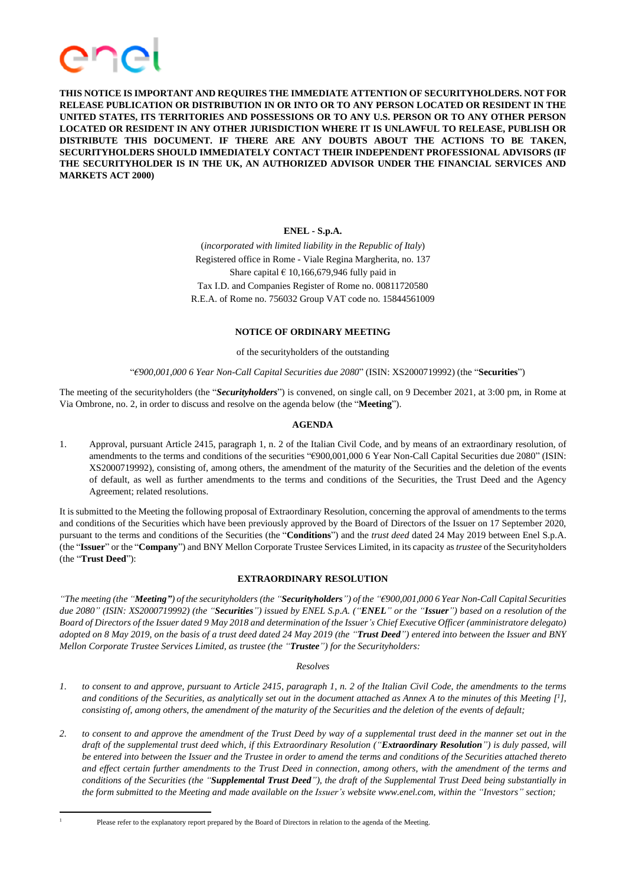**THIS NOTICE IS IMPORTANT AND REQUIRES THE IMMEDIATE ATTENTION OF SECURITYHOLDERS. NOT FOR RELEASE PUBLICATION OR DISTRIBUTION IN OR INTO OR TO ANY PERSON LOCATED OR RESIDENT IN THE UNITED STATES, ITS TERRITORIES AND POSSESSIONS OR TO ANY U.S. PERSON OR TO ANY OTHER PERSON LOCATED OR RESIDENT IN ANY OTHER JURISDICTION WHERE IT IS UNLAWFUL TO RELEASE, PUBLISH OR DISTRIBUTE THIS DOCUMENT. IF THERE ARE ANY DOUBTS ABOUT THE ACTIONS TO BE TAKEN, SECURITYHOLDERS SHOULD IMMEDIATELY CONTACT THEIR INDEPENDENT PROFESSIONAL ADVISORS (IF THE SECURITYHOLDER IS IN THE UK, AN AUTHORIZED ADVISOR UNDER THE FINANCIAL SERVICES AND MARKETS ACT 2000)**

**ENEL - S.p.A.**

(*incorporated with limited liability in the Republic of Italy*)
Registered office in Rome - Viale Regina Margherita, no. 137
Share capital € 10,166,679,946 fully paid in
Tax I.D. and Companies Register of Rome no. 00811720580
R.E.A. of Rome no. 756032 Group VAT code no. 15844561009

## NOTICE OF ORDINARY MEETING

of the securityholders of the outstanding

"*€900,001,000 6 Year Non-Call Capital Securities due 2080*" (ISIN: XS2000719992) (the "**Securities**")

The meeting of the securityholders (the "***Securityholders***") is convened, on single call, on 9 December 2021, at 3:00 pm, in Rome at Via Ombrone, no. 2, in order to discuss and resolve on the agenda below (the "**Meeting**").

### AGENDA

1. Approval, pursuant Article 2415, paragraph 1, n. 2 of the Italian Civil Code, and by means of an extraordinary resolution, of amendments to the terms and conditions of the securities "€900,001,000 6 Year Non-Call Capital Securities due 2080" (ISIN: XS2000719992), consisting of, among others, the amendment of the maturity of the Securities and the deletion of the events of default, as well as further amendments to the terms and conditions of the Securities, the Trust Deed and the Agency Agreement; related resolutions.

It is submitted to the Meeting the following proposal of Extraordinary Resolution, concerning the approval of amendments to the terms and conditions of the Securities which have been previously approved by the Board of Directors of the Issuer on 17 September 2020, pursuant to the terms and conditions of the Securities (the "**Conditions**") and the *trust deed* dated 24 May 2019 between Enel S.p.A. (the "**Issuer**" or the "**Company**") and BNY Mellon Corporate Trustee Services Limited, in its capacity as *trustee* of the Securityholders (the "**Trust Deed**"):

### EXTRAORDINARY RESOLUTION

*"The meeting (the "**Meeting"**) of the securityholders (the "**Securityholders**") of the "€900,001,000 6 Year Non-Call Capital Securities due 2080" (ISIN: XS2000719992) (the "**Securities**") issued by ENEL S.p.A. ("**ENEL**" or the "**Issuer**") based on a resolution of the Board of Directors of the Issuer dated 9 May 2018 and determination of the Issuer's Chief Executive Officer (amministratore delegato) adopted on 8 May 2019, on the basis of a trust deed dated 24 May 2019 (the "**Trust Deed**") entered into between the Issuer and BNY Mellon Corporate Trustee Services Limited, as trustee (the "**Trustee**") for the Securityholders:*

*Resolves*

1. *to consent to and approve, pursuant to Article 2415, paragraph 1, n. 2 of the Italian Civil Code, the amendments to the terms and conditions of the Securities, as analytically set out in the document attached as Annex A to the minutes of this Meeting [[1]], consisting of, among others, the amendment of the maturity of the Securities and the deletion of the events of default;*

2. *to consent to and approve the amendment of the Trust Deed by way of a supplemental trust deed in the manner set out in the draft of the supplemental trust deed which, if this Extraordinary Resolution ("**Extraordinary Resolution**") is duly passed, will be entered into between the Issuer and the Trustee in order to amend the terms and conditions of the Securities attached thereto and effect certain further amendments to the Trust Deed in connection, among others, with the amendment of the terms and conditions of the Securities (the "**Supplemental Trust Deed**"), the draft of the Supplemental Trust Deed being substantially in the form submitted to the Meeting and made available on the Issuer's website www.enel.com, within the "Investors" section;*

[1] Please refer to the explanatory report prepared by the Board of Directors in relation to the agenda of the Meeting.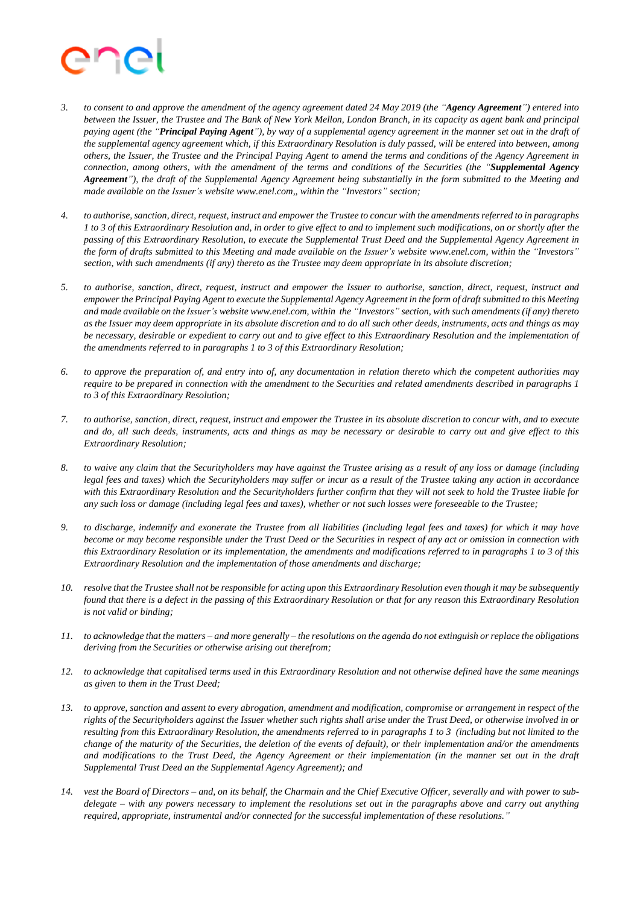3. *to consent to and approve the amendment of the agency agreement dated 24 May 2019 (the "**Agency Agreement**") entered into between the Issuer, the Trustee and The Bank of New York Mellon, London Branch, in its capacity as agent bank and principal paying agent (the "**Principal Paying Agent**"), by way of a supplemental agency agreement in the manner set out in the draft of the supplemental agency agreement which, if this Extraordinary Resolution is duly passed, will be entered into between, among others, the Issuer, the Trustee and the Principal Paying Agent to amend the terms and conditions of the Agency Agreement in connection, among others, with the amendment of the terms and conditions of the Securities (the "**Supplemental Agency Agreement**"), the draft of the Supplemental Agency Agreement being substantially in the form submitted to the Meeting and made available on the Issuer's website www.enel.com,, within the "Investors" section;*

4. *to authorise, sanction, direct, request, instruct and empower the Trustee to concur with the amendments referred to in paragraphs 1 to 3 of this Extraordinary Resolution and, in order to give effect to and to implement such modifications, on or shortly after the passing of this Extraordinary Resolution, to execute the Supplemental Trust Deed and the Supplemental Agency Agreement in the form of drafts submitted to this Meeting and made available on the Issuer's website www.enel.com, within the "Investors" section, with such amendments (if any) thereto as the Trustee may deem appropriate in its absolute discretion;*

5. *to authorise, sanction, direct, request, instruct and empower the Issuer to authorise, sanction, direct, request, instruct and empower the Principal Paying Agent to execute the Supplemental Agency Agreement in the form of draft submitted to this Meeting and made available on the Issuer's website www.enel.com, within the "Investors" section, with such amendments (if any) thereto as the Issuer may deem appropriate in its absolute discretion and to do all such other deeds, instruments, acts and things as may be necessary, desirable or expedient to carry out and to give effect to this Extraordinary Resolution and the implementation of the amendments referred to in paragraphs 1 to 3 of this Extraordinary Resolution;*

6. *to approve the preparation of, and entry into of, any documentation in relation thereto which the competent authorities may require to be prepared in connection with the amendment to the Securities and related amendments described in paragraphs 1 to 3 of this Extraordinary Resolution;*

7. *to authorise, sanction, direct, request, instruct and empower the Trustee in its absolute discretion to concur with, and to execute and do, all such deeds, instruments, acts and things as may be necessary or desirable to carry out and give effect to this Extraordinary Resolution;*

8. *to waive any claim that the Securityholders may have against the Trustee arising as a result of any loss or damage (including legal fees and taxes) which the Securityholders may suffer or incur as a result of the Trustee taking any action in accordance with this Extraordinary Resolution and the Securityholders further confirm that they will not seek to hold the Trustee liable for any such loss or damage (including legal fees and taxes), whether or not such losses were foreseeable to the Trustee;*

9. *to discharge, indemnify and exonerate the Trustee from all liabilities (including legal fees and taxes) for which it may have become or may become responsible under the Trust Deed or the Securities in respect of any act or omission in connection with this Extraordinary Resolution or its implementation, the amendments and modifications referred to in paragraphs 1 to 3 of this Extraordinary Resolution and the implementation of those amendments and discharge;*

10. *resolve that the Trustee shall not be responsible for acting upon this Extraordinary Resolution even though it may be subsequently found that there is a defect in the passing of this Extraordinary Resolution or that for any reason this Extraordinary Resolution is not valid or binding;*

11. *to acknowledge that the matters – and more generally – the resolutions on the agenda do not extinguish or replace the obligations deriving from the Securities or otherwise arising out therefrom;*

12. *to acknowledge that capitalised terms used in this Extraordinary Resolution and not otherwise defined have the same meanings as given to them in the Trust Deed;*

13. *to approve, sanction and assent to every abrogation, amendment and modification, compromise or arrangement in respect of the rights of the Securityholders against the Issuer whether such rights shall arise under the Trust Deed, or otherwise involved in or resulting from this Extraordinary Resolution, the amendments referred to in paragraphs 1 to 3 (including but not limited to the change of the maturity of the Securities, the deletion of the events of default), or their implementation and/or the amendments and modifications to the Trust Deed, the Agency Agreement or their implementation (in the manner set out in the draft Supplemental Trust Deed an the Supplemental Agency Agreement); and*

14. *vest the Board of Directors – and, on its behalf, the Charmain and the Chief Executive Officer, severally and with power to sub-delegate – with any powers necessary to implement the resolutions set out in the paragraphs above and carry out anything required, appropriate, instrumental and/or connected for the successful implementation of these resolutions."*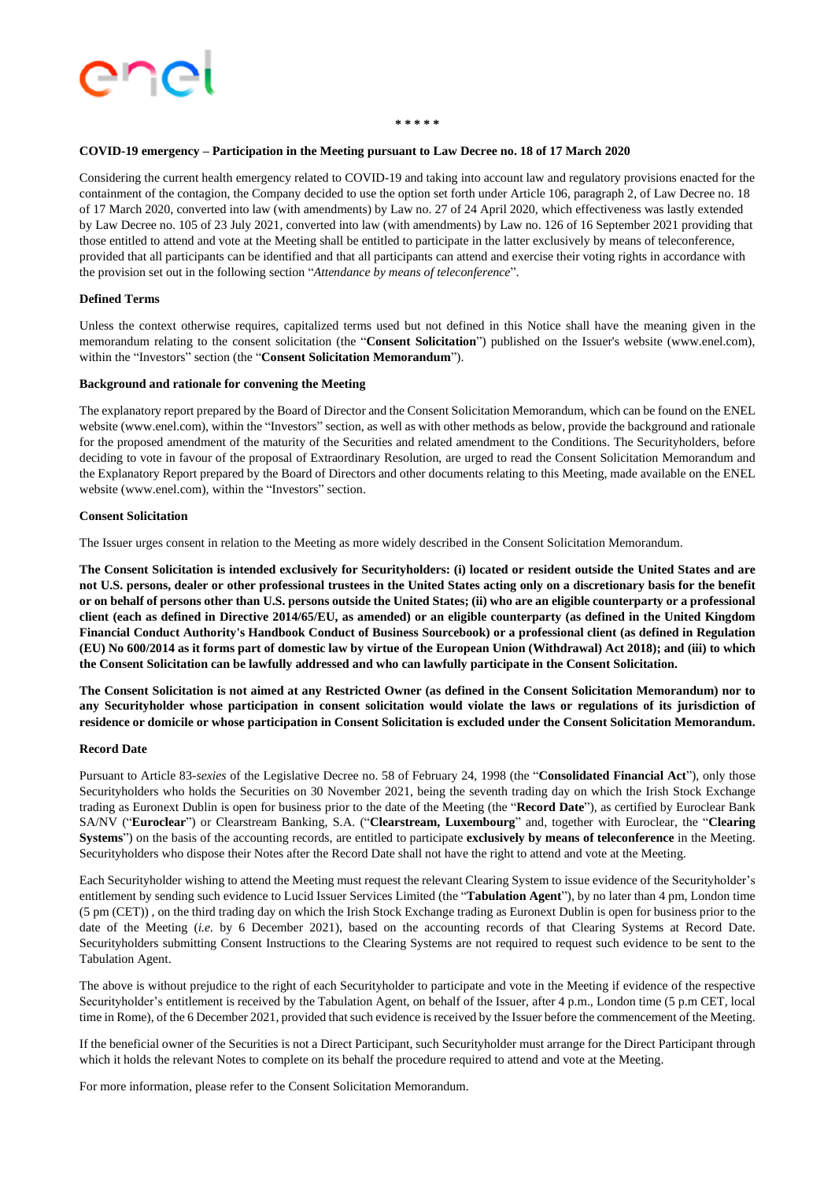\* \* \* \* \*

**COVID-19 emergency – Participation in the Meeting pursuant to Law Decree no. 18 of 17 March 2020**

Considering the current health emergency related to COVID-19 and taking into account law and regulatory provisions enacted for the containment of the contagion, the Company decided to use the option set forth under Article 106, paragraph 2, of Law Decree no. 18 of 17 March 2020, converted into law (with amendments) by Law no. 27 of 24 April 2020, which effectiveness was lastly extended by Law Decree no. 105 of 23 July 2021, converted into law (with amendments) by Law no. 126 of 16 September 2021 providing that those entitled to attend and vote at the Meeting shall be entitled to participate in the latter exclusively by means of teleconference, provided that all participants can be identified and that all participants can attend and exercise their voting rights in accordance with the provision set out in the following section "*Attendance by means of teleconference*".

**Defined Terms**

Unless the context otherwise requires, capitalized terms used but not defined in this Notice shall have the meaning given in the memorandum relating to the consent solicitation (the "**Consent Solicitation**") published on the Issuer's website (www.enel.com), within the "Investors" section (the "**Consent Solicitation Memorandum**").

**Background and rationale for convening the Meeting**

The explanatory report prepared by the Board of Director and the Consent Solicitation Memorandum, which can be found on the ENEL website (www.enel.com), within the "Investors" section, as well as with other methods as below, provide the background and rationale for the proposed amendment of the maturity of the Securities and related amendment to the Conditions. The Securityholders, before deciding to vote in favour of the proposal of Extraordinary Resolution, are urged to read the Consent Solicitation Memorandum and the Explanatory Report prepared by the Board of Directors and other documents relating to this Meeting, made available on the ENEL website (www.enel.com), within the "Investors" section.

**Consent Solicitation**

The Issuer urges consent in relation to the Meeting as more widely described in the Consent Solicitation Memorandum.

**The Consent Solicitation is intended exclusively for Securityholders: (i) located or resident outside the United States and are not U.S. persons, dealer or other professional trustees in the United States acting only on a discretionary basis for the benefit or on behalf of persons other than U.S. persons outside the United States; (ii) who are an eligible counterparty or a professional client (each as defined in Directive 2014/65/EU, as amended) or an eligible counterparty (as defined in the United Kingdom Financial Conduct Authority's Handbook Conduct of Business Sourcebook) or a professional client (as defined in Regulation (EU) No 600/2014 as it forms part of domestic law by virtue of the European Union (Withdrawal) Act 2018); and (iii) to which the Consent Solicitation can be lawfully addressed and who can lawfully participate in the Consent Solicitation.**

**The Consent Solicitation is not aimed at any Restricted Owner (as defined in the Consent Solicitation Memorandum) nor to any Securityholder whose participation in consent solicitation would violate the laws or regulations of its jurisdiction of residence or domicile or whose participation in Consent Solicitation is excluded under the Consent Solicitation Memorandum.**

**Record Date**

Pursuant to Article 83-*sexies* of the Legislative Decree no. 58 of February 24, 1998 (the "**Consolidated Financial Act**"), only those Securityholders who holds the Securities on 30 November 2021, being the seventh trading day on which the Irish Stock Exchange trading as Euronext Dublin is open for business prior to the date of the Meeting (the "**Record Date**"), as certified by Euroclear Bank SA/NV ("**Euroclear**") or Clearstream Banking, S.A. ("**Clearstream, Luxembourg**" and, together with Euroclear, the "**Clearing Systems**") on the basis of the accounting records, are entitled to participate **exclusively by means of teleconference** in the Meeting. Securityholders who dispose their Notes after the Record Date shall not have the right to attend and vote at the Meeting.

Each Securityholder wishing to attend the Meeting must request the relevant Clearing System to issue evidence of the Securityholder's entitlement by sending such evidence to Lucid Issuer Services Limited (the "**Tabulation Agent**"), by no later than 4 pm, London time (5 pm (CET)) , on the third trading day on which the Irish Stock Exchange trading as Euronext Dublin is open for business prior to the date of the Meeting (*i.e.* by 6 December 2021), based on the accounting records of that Clearing Systems at Record Date. Securityholders submitting Consent Instructions to the Clearing Systems are not required to request such evidence to be sent to the Tabulation Agent.

The above is without prejudice to the right of each Securityholder to participate and vote in the Meeting if evidence of the respective Securityholder's entitlement is received by the Tabulation Agent, on behalf of the Issuer, after 4 p.m., London time (5 p.m CET, local time in Rome), of the 6 December 2021, provided that such evidence is received by the Issuer before the commencement of the Meeting.

If the beneficial owner of the Securities is not a Direct Participant, such Securityholder must arrange for the Direct Participant through which it holds the relevant Notes to complete on its behalf the procedure required to attend and vote at the Meeting.

For more information, please refer to the Consent Solicitation Memorandum.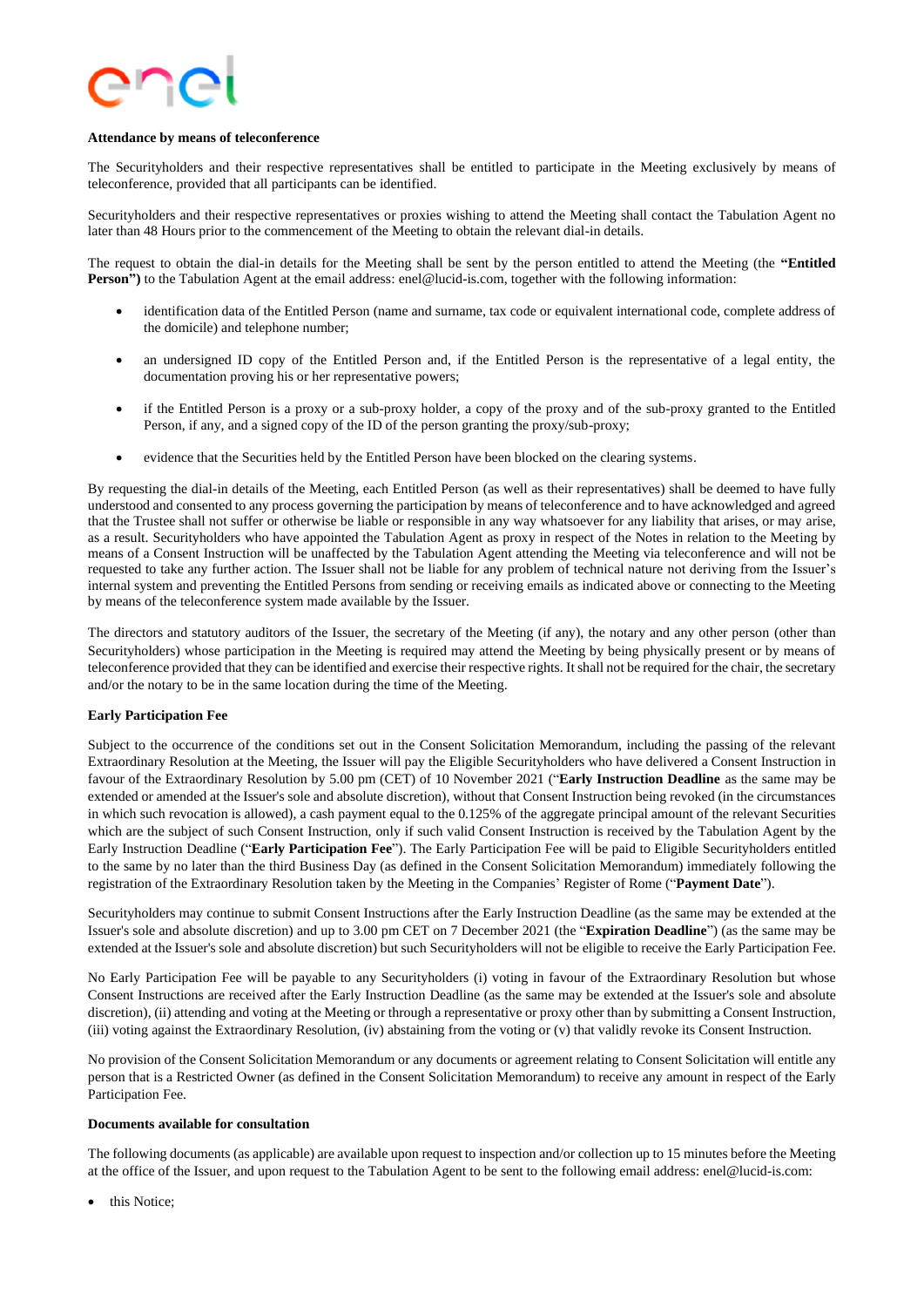**Attendance by means of teleconference**

The Securityholders and their respective representatives shall be entitled to participate in the Meeting exclusively by means of teleconference, provided that all participants can be identified.

Securityholders and their respective representatives or proxies wishing to attend the Meeting shall contact the Tabulation Agent no later than 48 Hours prior to the commencement of the Meeting to obtain the relevant dial-in details.

The request to obtain the dial-in details for the Meeting shall be sent by the person entitled to attend the Meeting (the **"Entitled Person")** to the Tabulation Agent at the email address: enel@lucid-is.com, together with the following information:

- identification data of the Entitled Person (name and surname, tax code or equivalent international code, complete address of the domicile) and telephone number;
- an undersigned ID copy of the Entitled Person and, if the Entitled Person is the representative of a legal entity, the documentation proving his or her representative powers;
- if the Entitled Person is a proxy or a sub-proxy holder, a copy of the proxy and of the sub-proxy granted to the Entitled Person, if any, and a signed copy of the ID of the person granting the proxy/sub-proxy;
- evidence that the Securities held by the Entitled Person have been blocked on the clearing systems.

By requesting the dial-in details of the Meeting, each Entitled Person (as well as their representatives) shall be deemed to have fully understood and consented to any process governing the participation by means of teleconference and to have acknowledged and agreed that the Trustee shall not suffer or otherwise be liable or responsible in any way whatsoever for any liability that arises, or may arise, as a result. Securityholders who have appointed the Tabulation Agent as proxy in respect of the Notes in relation to the Meeting by means of a Consent Instruction will be unaffected by the Tabulation Agent attending the Meeting via teleconference and will not be requested to take any further action. The Issuer shall not be liable for any problem of technical nature not deriving from the Issuer's internal system and preventing the Entitled Persons from sending or receiving emails as indicated above or connecting to the Meeting by means of the teleconference system made available by the Issuer.

The directors and statutory auditors of the Issuer, the secretary of the Meeting (if any), the notary and any other person (other than Securityholders) whose participation in the Meeting is required may attend the Meeting by being physically present or by means of teleconference provided that they can be identified and exercise their respective rights. It shall not be required for the chair, the secretary and/or the notary to be in the same location during the time of the Meeting.

**Early Participation Fee**

Subject to the occurrence of the conditions set out in the Consent Solicitation Memorandum, including the passing of the relevant Extraordinary Resolution at the Meeting, the Issuer will pay the Eligible Securityholders who have delivered a Consent Instruction in favour of the Extraordinary Resolution by 5.00 pm (CET) of 10 November 2021 ("**Early Instruction Deadline** as the same may be extended or amended at the Issuer's sole and absolute discretion), without that Consent Instruction being revoked (in the circumstances in which such revocation is allowed), a cash payment equal to the 0.125% of the aggregate principal amount of the relevant Securities which are the subject of such Consent Instruction, only if such valid Consent Instruction is received by the Tabulation Agent by the Early Instruction Deadline ("**Early Participation Fee**"). The Early Participation Fee will be paid to Eligible Securityholders entitled to the same by no later than the third Business Day (as defined in the Consent Solicitation Memorandum) immediately following the registration of the Extraordinary Resolution taken by the Meeting in the Companies' Register of Rome ("**Payment Date**").

Securityholders may continue to submit Consent Instructions after the Early Instruction Deadline (as the same may be extended at the Issuer's sole and absolute discretion) and up to 3.00 pm CET on 7 December 2021 (the "**Expiration Deadline**") (as the same may be extended at the Issuer's sole and absolute discretion) but such Securityholders will not be eligible to receive the Early Participation Fee.

No Early Participation Fee will be payable to any Securityholders (i) voting in favour of the Extraordinary Resolution but whose Consent Instructions are received after the Early Instruction Deadline (as the same may be extended at the Issuer's sole and absolute discretion), (ii) attending and voting at the Meeting or through a representative or proxy other than by submitting a Consent Instruction, (iii) voting against the Extraordinary Resolution, (iv) abstaining from the voting or (v) that validly revoke its Consent Instruction.

No provision of the Consent Solicitation Memorandum or any documents or agreement relating to Consent Solicitation will entitle any person that is a Restricted Owner (as defined in the Consent Solicitation Memorandum) to receive any amount in respect of the Early Participation Fee.

**Documents available for consultation**

The following documents (as applicable) are available upon request to inspection and/or collection up to 15 minutes before the Meeting at the office of the Issuer, and upon request to the Tabulation Agent to be sent to the following email address: enel@lucid-is.com:

- this Notice;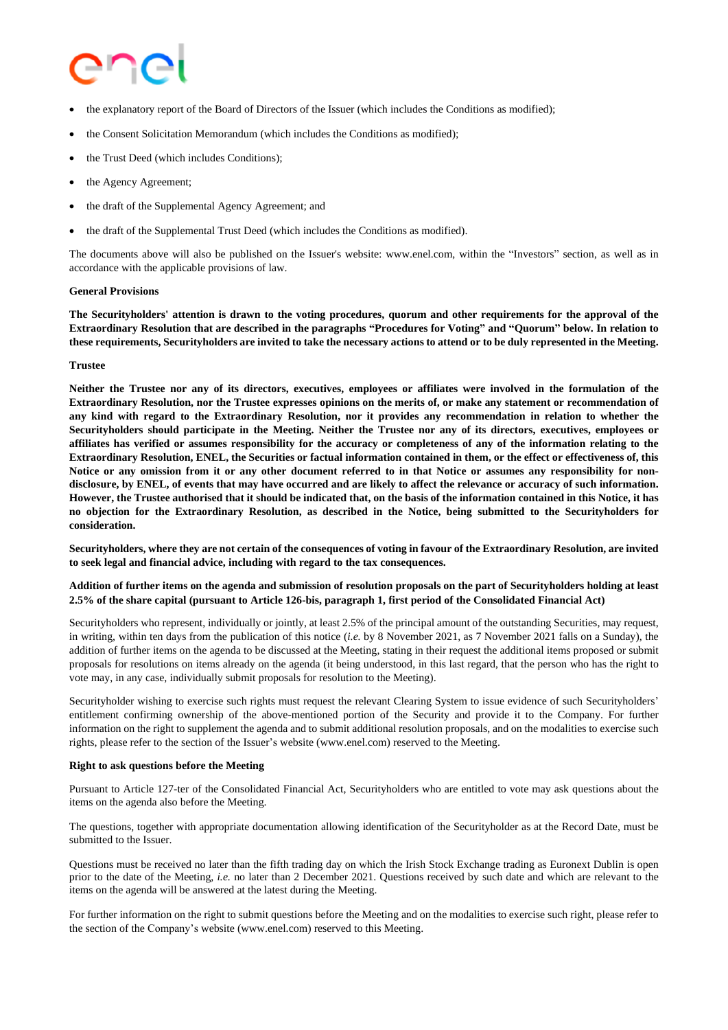- the explanatory report of the Board of Directors of the Issuer (which includes the Conditions as modified);
- the Consent Solicitation Memorandum (which includes the Conditions as modified);
- the Trust Deed (which includes Conditions);
- the Agency Agreement;
- the draft of the Supplemental Agency Agreement; and
- the draft of the Supplemental Trust Deed (which includes the Conditions as modified).

The documents above will also be published on the Issuer's website: www.enel.com, within the "Investors" section, as well as in accordance with the applicable provisions of law.

**General Provisions**

**The Securityholders' attention is drawn to the voting procedures, quorum and other requirements for the approval of the Extraordinary Resolution that are described in the paragraphs "Procedures for Voting" and "Quorum" below. In relation to these requirements, Securityholders are invited to take the necessary actions to attend or to be duly represented in the Meeting.**

**Trustee**

**Neither the Trustee nor any of its directors, executives, employees or affiliates were involved in the formulation of the Extraordinary Resolution, nor the Trustee expresses opinions on the merits of, or make any statement or recommendation of any kind with regard to the Extraordinary Resolution, nor it provides any recommendation in relation to whether the Securityholders should participate in the Meeting. Neither the Trustee nor any of its directors, executives, employees or affiliates has verified or assumes responsibility for the accuracy or completeness of any of the information relating to the Extraordinary Resolution, ENEL, the Securities or factual information contained in them, or the effect or effectiveness of, this Notice or any omission from it or any other document referred to in that Notice or assumes any responsibility for non-disclosure, by ENEL, of events that may have occurred and are likely to affect the relevance or accuracy of such information. However, the Trustee authorised that it should be indicated that, on the basis of the information contained in this Notice, it has no objection for the Extraordinary Resolution, as described in the Notice, being submitted to the Securityholders for consideration.**

**Securityholders, where they are not certain of the consequences of voting in favour of the Extraordinary Resolution, are invited to seek legal and financial advice, including with regard to the tax consequences.**

**Addition of further items on the agenda and submission of resolution proposals on the part of Securityholders holding at least 2.5% of the share capital (pursuant to Article 126-bis, paragraph 1, first period of the Consolidated Financial Act)**

Securityholders who represent, individually or jointly, at least 2.5% of the principal amount of the outstanding Securities, may request, in writing, within ten days from the publication of this notice (*i.e.* by 8 November 2021, as 7 November 2021 falls on a Sunday), the addition of further items on the agenda to be discussed at the Meeting, stating in their request the additional items proposed or submit proposals for resolutions on items already on the agenda (it being understood, in this last regard, that the person who has the right to vote may, in any case, individually submit proposals for resolution to the Meeting).

Securityholder wishing to exercise such rights must request the relevant Clearing System to issue evidence of such Securityholders' entitlement confirming ownership of the above-mentioned portion of the Security and provide it to the Company. For further information on the right to supplement the agenda and to submit additional resolution proposals, and on the modalities to exercise such rights, please refer to the section of the Issuer's website (www.enel.com) reserved to the Meeting.

**Right to ask questions before the Meeting**

Pursuant to Article 127-ter of the Consolidated Financial Act, Securityholders who are entitled to vote may ask questions about the items on the agenda also before the Meeting.

The questions, together with appropriate documentation allowing identification of the Securityholder as at the Record Date, must be submitted to the Issuer.

Questions must be received no later than the fifth trading day on which the Irish Stock Exchange trading as Euronext Dublin is open prior to the date of the Meeting, *i.e.* no later than 2 December 2021. Questions received by such date and which are relevant to the items on the agenda will be answered at the latest during the Meeting.

For further information on the right to submit questions before the Meeting and on the modalities to exercise such right, please refer to the section of the Company's website (www.enel.com) reserved to this Meeting.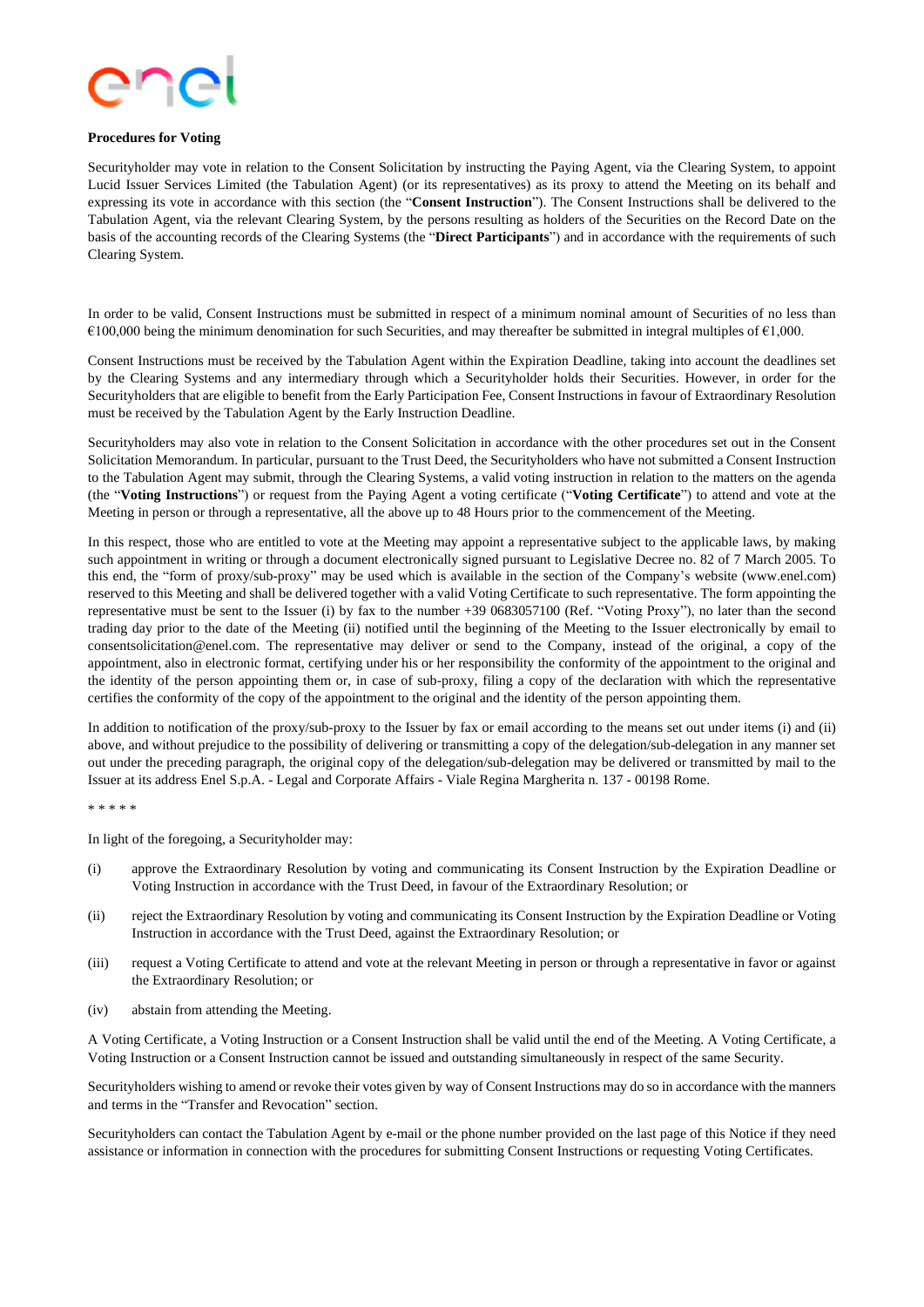**Procedures for Voting**

Securityholder may vote in relation to the Consent Solicitation by instructing the Paying Agent, via the Clearing System, to appoint Lucid Issuer Services Limited (the Tabulation Agent) (or its representatives) as its proxy to attend the Meeting on its behalf and expressing its vote in accordance with this section (the "**Consent Instruction**"). The Consent Instructions shall be delivered to the Tabulation Agent, via the relevant Clearing System, by the persons resulting as holders of the Securities on the Record Date on the basis of the accounting records of the Clearing Systems (the "**Direct Participants**") and in accordance with the requirements of such Clearing System.

In order to be valid, Consent Instructions must be submitted in respect of a minimum nominal amount of Securities of no less than €100,000 being the minimum denomination for such Securities, and may thereafter be submitted in integral multiples of €1,000.

Consent Instructions must be received by the Tabulation Agent within the Expiration Deadline, taking into account the deadlines set by the Clearing Systems and any intermediary through which a Securityholder holds their Securities. However, in order for the Securityholders that are eligible to benefit from the Early Participation Fee, Consent Instructions in favour of Extraordinary Resolution must be received by the Tabulation Agent by the Early Instruction Deadline.

Securityholders may also vote in relation to the Consent Solicitation in accordance with the other procedures set out in the Consent Solicitation Memorandum. In particular, pursuant to the Trust Deed, the Securityholders who have not submitted a Consent Instruction to the Tabulation Agent may submit, through the Clearing Systems, a valid voting instruction in relation to the matters on the agenda (the "**Voting Instructions**") or request from the Paying Agent a voting certificate ("**Voting Certificate**") to attend and vote at the Meeting in person or through a representative, all the above up to 48 Hours prior to the commencement of the Meeting.

In this respect, those who are entitled to vote at the Meeting may appoint a representative subject to the applicable laws, by making such appointment in writing or through a document electronically signed pursuant to Legislative Decree no. 82 of 7 March 2005. To this end, the "form of proxy/sub-proxy" may be used which is available in the section of the Company's website (www.enel.com) reserved to this Meeting and shall be delivered together with a valid Voting Certificate to such representative. The form appointing the representative must be sent to the Issuer (i) by fax to the number +39 0683057100 (Ref. "Voting Proxy"), no later than the second trading day prior to the date of the Meeting (ii) notified until the beginning of the Meeting to the Issuer electronically by email to consentsolicitation@enel.com. The representative may deliver or send to the Company, instead of the original, a copy of the appointment, also in electronic format, certifying under his or her responsibility the conformity of the appointment to the original and the identity of the person appointing them or, in case of sub-proxy, filing a copy of the declaration with which the representative certifies the conformity of the copy of the appointment to the original and the identity of the person appointing them.

In addition to notification of the proxy/sub-proxy to the Issuer by fax or email according to the means set out under items (i) and (ii) above, and without prejudice to the possibility of delivering or transmitting a copy of the delegation/sub-delegation in any manner set out under the preceding paragraph, the original copy of the delegation/sub-delegation may be delivered or transmitted by mail to the Issuer at its address Enel S.p.A. - Legal and Corporate Affairs - Viale Regina Margherita n. 137 - 00198 Rome.

\* \* \* \* \*

In light of the foregoing, a Securityholder may:

(i) approve the Extraordinary Resolution by voting and communicating its Consent Instruction by the Expiration Deadline or Voting Instruction in accordance with the Trust Deed, in favour of the Extraordinary Resolution; or

(ii) reject the Extraordinary Resolution by voting and communicating its Consent Instruction by the Expiration Deadline or Voting Instruction in accordance with the Trust Deed, against the Extraordinary Resolution; or

(iii) request a Voting Certificate to attend and vote at the relevant Meeting in person or through a representative in favor or against the Extraordinary Resolution; or

(iv) abstain from attending the Meeting.

A Voting Certificate, a Voting Instruction or a Consent Instruction shall be valid until the end of the Meeting. A Voting Certificate, a Voting Instruction or a Consent Instruction cannot be issued and outstanding simultaneously in respect of the same Security.

Securityholders wishing to amend or revoke their votes given by way of Consent Instructions may do so in accordance with the manners and terms in the "Transfer and Revocation" section.

Securityholders can contact the Tabulation Agent by e-mail or the phone number provided on the last page of this Notice if they need assistance or information in connection with the procedures for submitting Consent Instructions or requesting Voting Certificates.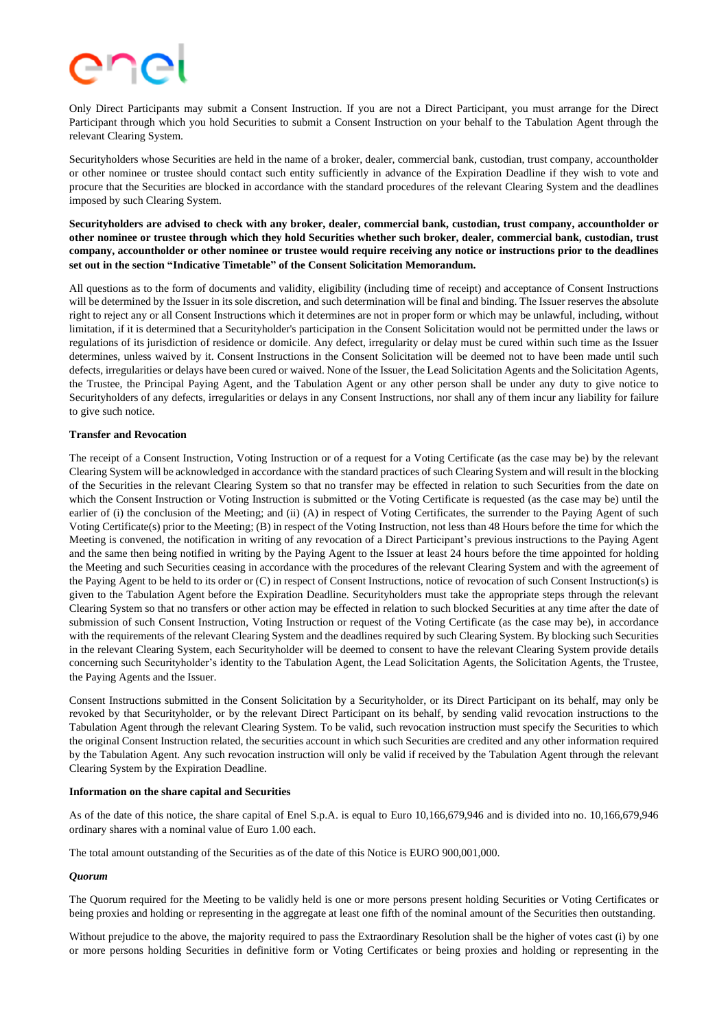Only Direct Participants may submit a Consent Instruction. If you are not a Direct Participant, you must arrange for the Direct Participant through which you hold Securities to submit a Consent Instruction on your behalf to the Tabulation Agent through the relevant Clearing System.

Securityholders whose Securities are held in the name of a broker, dealer, commercial bank, custodian, trust company, accountholder or other nominee or trustee should contact such entity sufficiently in advance of the Expiration Deadline if they wish to vote and procure that the Securities are blocked in accordance with the standard procedures of the relevant Clearing System and the deadlines imposed by such Clearing System.

**Securityholders are advised to check with any broker, dealer, commercial bank, custodian, trust company, accountholder or other nominee or trustee through which they hold Securities whether such broker, dealer, commercial bank, custodian, trust company, accountholder or other nominee or trustee would require receiving any notice or instructions prior to the deadlines set out in the section "Indicative Timetable" of the Consent Solicitation Memorandum.**

All questions as to the form of documents and validity, eligibility (including time of receipt) and acceptance of Consent Instructions will be determined by the Issuer in its sole discretion, and such determination will be final and binding. The Issuer reserves the absolute right to reject any or all Consent Instructions which it determines are not in proper form or which may be unlawful, including, without limitation, if it is determined that a Securityholder's participation in the Consent Solicitation would not be permitted under the laws or regulations of its jurisdiction of residence or domicile. Any defect, irregularity or delay must be cured within such time as the Issuer determines, unless waived by it. Consent Instructions in the Consent Solicitation will be deemed not to have been made until such defects, irregularities or delays have been cured or waived. None of the Issuer, the Lead Solicitation Agents and the Solicitation Agents, the Trustee, the Principal Paying Agent, and the Tabulation Agent or any other person shall be under any duty to give notice to Securityholders of any defects, irregularities or delays in any Consent Instructions, nor shall any of them incur any liability for failure to give such notice.

**Transfer and Revocation**

The receipt of a Consent Instruction, Voting Instruction or of a request for a Voting Certificate (as the case may be) by the relevant Clearing System will be acknowledged in accordance with the standard practices of such Clearing System and will result in the blocking of the Securities in the relevant Clearing System so that no transfer may be effected in relation to such Securities from the date on which the Consent Instruction or Voting Instruction is submitted or the Voting Certificate is requested (as the case may be) until the earlier of (i) the conclusion of the Meeting; and (ii) (A) in respect of Voting Certificates, the surrender to the Paying Agent of such Voting Certificate(s) prior to the Meeting; (B) in respect of the Voting Instruction, not less than 48 Hours before the time for which the Meeting is convened, the notification in writing of any revocation of a Direct Participant's previous instructions to the Paying Agent and the same then being notified in writing by the Paying Agent to the Issuer at least 24 hours before the time appointed for holding the Meeting and such Securities ceasing in accordance with the procedures of the relevant Clearing System and with the agreement of the Paying Agent to be held to its order or (C) in respect of Consent Instructions, notice of revocation of such Consent Instruction(s) is given to the Tabulation Agent before the Expiration Deadline. Securityholders must take the appropriate steps through the relevant Clearing System so that no transfers or other action may be effected in relation to such blocked Securities at any time after the date of submission of such Consent Instruction, Voting Instruction or request of the Voting Certificate (as the case may be), in accordance with the requirements of the relevant Clearing System and the deadlines required by such Clearing System. By blocking such Securities in the relevant Clearing System, each Securityholder will be deemed to consent to have the relevant Clearing System provide details concerning such Securityholder's identity to the Tabulation Agent, the Lead Solicitation Agents, the Solicitation Agents, the Trustee, the Paying Agents and the Issuer.

Consent Instructions submitted in the Consent Solicitation by a Securityholder, or its Direct Participant on its behalf, may only be revoked by that Securityholder, or by the relevant Direct Participant on its behalf, by sending valid revocation instructions to the Tabulation Agent through the relevant Clearing System. To be valid, such revocation instruction must specify the Securities to which the original Consent Instruction related, the securities account in which such Securities are credited and any other information required by the Tabulation Agent. Any such revocation instruction will only be valid if received by the Tabulation Agent through the relevant Clearing System by the Expiration Deadline.

**Information on the share capital and Securities**

As of the date of this notice, the share capital of Enel S.p.A. is equal to Euro 10,166,679,946 and is divided into no. 10,166,679,946 ordinary shares with a nominal value of Euro 1.00 each.

The total amount outstanding of the Securities as of the date of this Notice is EURO 900,001,000.

***Quorum***

The Quorum required for the Meeting to be validly held is one or more persons present holding Securities or Voting Certificates or being proxies and holding or representing in the aggregate at least one fifth of the nominal amount of the Securities then outstanding.

Without prejudice to the above, the majority required to pass the Extraordinary Resolution shall be the higher of votes cast (i) by one or more persons holding Securities in definitive form or Voting Certificates or being proxies and holding or representing in the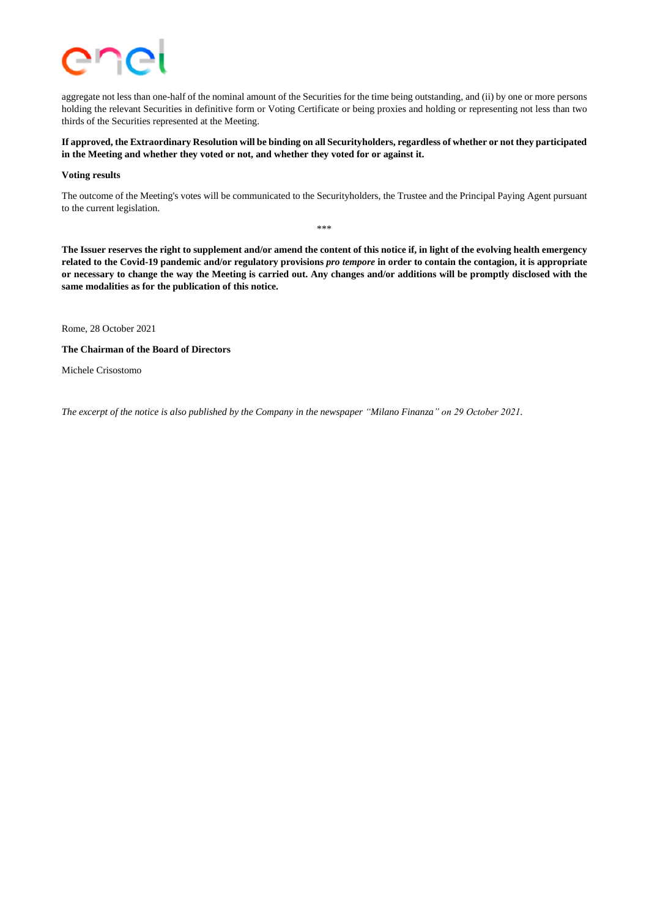aggregate not less than one-half of the nominal amount of the Securities for the time being outstanding, and (ii) by one or more persons holding the relevant Securities in definitive form or Voting Certificate or being proxies and holding or representing not less than two thirds of the Securities represented at the Meeting.

**If approved, the Extraordinary Resolution will be binding on all Securityholders, regardless of whether or not they participated in the Meeting and whether they voted or not, and whether they voted for or against it.**

**Voting results**

The outcome of the Meeting's votes will be communicated to the Securityholders, the Trustee and the Principal Paying Agent pursuant to the current legislation.

***

**The Issuer reserves the right to supplement and/or amend the content of this notice if, in light of the evolving health emergency related to the Covid-19 pandemic and/or regulatory provisions *pro tempore* in order to contain the contagion, it is appropriate or necessary to change the way the Meeting is carried out. Any changes and/or additions will be promptly disclosed with the same modalities as for the publication of this notice.**

Rome, 28 October 2021

**The Chairman of the Board of Directors**

Michele Crisostomo

*The excerpt of the notice is also published by the Company in the newspaper "Milano Finanza" on 29 October 2021.*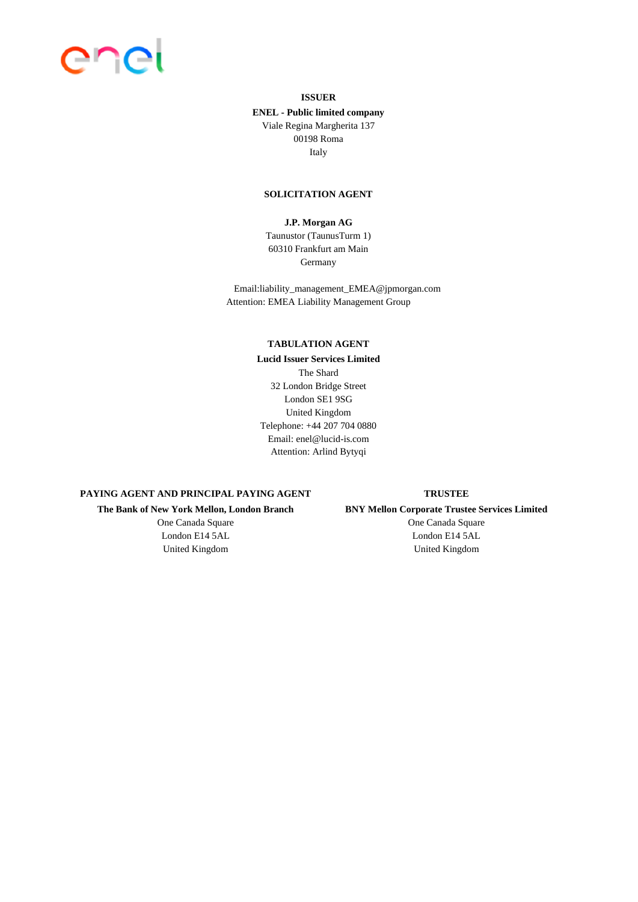**ISSUER**

**ENEL - Public limited company**
Viale Regina Margherita 137
00198 Roma
Italy

**SOLICITATION AGENT**

**J.P. Morgan AG**
Taunustor (TaunusTurm 1)
60310 Frankfurt am Main
Germany

Email:liability_management_EMEA@jpmorgan.com
Attention: EMEA Liability Management Group

**TABULATION AGENT**

**Lucid Issuer Services Limited**
The Shard
32 London Bridge Street
London SE1 9SG
United Kingdom
Telephone: +44 207 704 0880
Email: enel@lucid-is.com
Attention: Arlind Bytyqi

**PAYING AGENT AND PRINCIPAL PAYING AGENT**

**The Bank of New York Mellon, London Branch**
One Canada Square
London E14 5AL
United Kingdom

**TRUSTEE**

**BNY Mellon Corporate Trustee Services Limited**
One Canada Square
London E14 5AL
United Kingdom